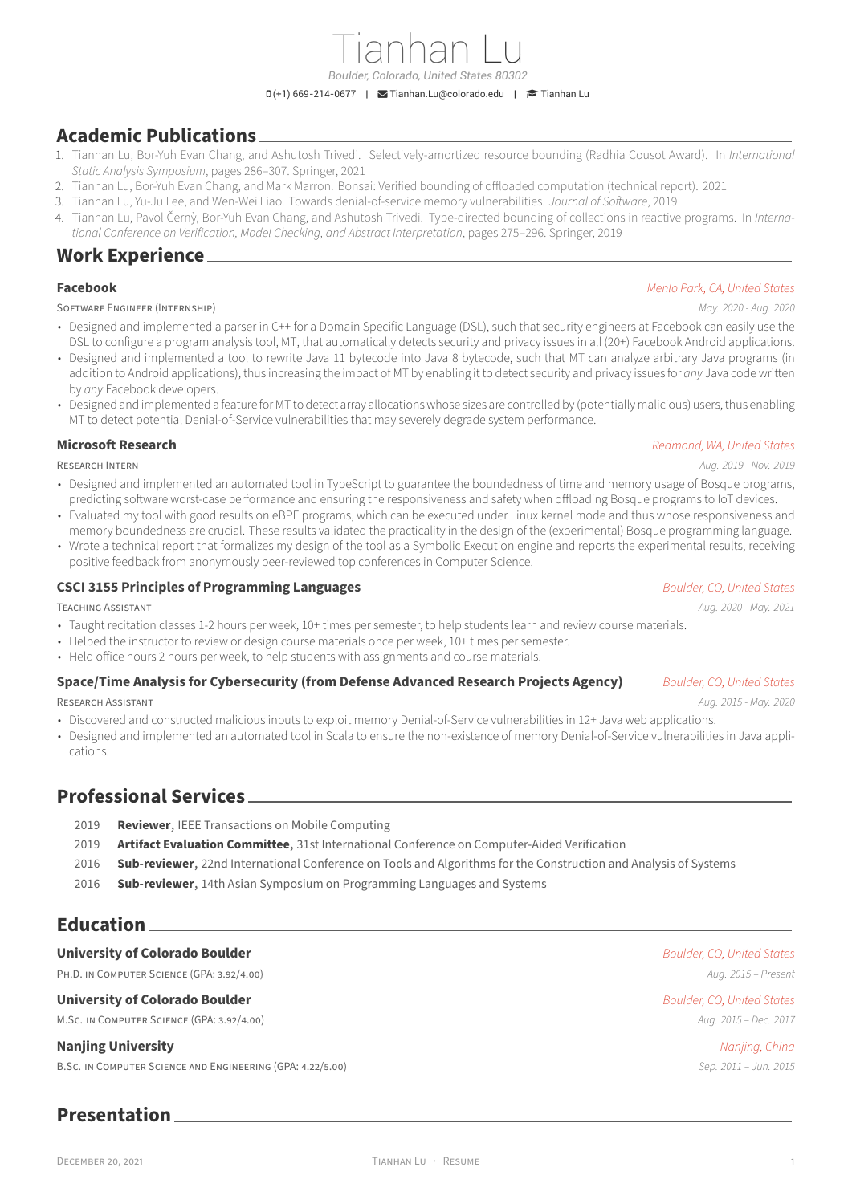# Tianhan Lu

*Boulder, Colorado, United States 80302*

(+1) 669-214-0677 | Tianhan.Lu@colorado.edu | Tianhan Lu

## Academic Publications

1. Tianhan Lu, Bor-Yuh Evan Chang, and Ashutosh Trivedi. Selectively-amortized resource bounding (Radhia Cousot Award). In *International Static Analysis Symposium*, pages 286–307. Springer, 2021
2. Tianhan Lu, Bor-Yuh Evan Chang, and Mark Marron. Bonsai: Verified bounding of offloaded computation (technical report). 2021
3. Tianhan Lu, Yu-Ju Lee, and Wen-Wei Liao. Towards denial-of-service memory vulnerabilities. *Journal of Software*, 2019
4. Tianhan Lu, Pavol Černý, Bor-Yuh Evan Chang, and Ashutosh Trivedi. Type-directed bounding of collections in reactive programs. In *International Conference on Verification, Model Checking, and Abstract Interpretation*, pages 275–296. Springer, 2019

## Work Experience

### Facebook

*Menlo Park, CA, United States*

Software Engineer (Internship) — *May. 2020 - Aug. 2020*

- Designed and implemented a parser in C++ for a Domain Specific Language (DSL), such that security engineers at Facebook can easily use the DSL to configure a program analysis tool, MT, that automatically detects security and privacy issues in all (20+) Facebook Android applications.
- Designed and implemented a tool to rewrite Java 11 bytecode into Java 8 bytecode, such that MT can analyze arbitrary Java programs (in addition to Android applications), thus increasing the impact of MT by enabling it to detect security and privacy issues for *any* Java code written by *any* Facebook developers.
- Designed and implemented a feature for MT to detect array allocations whose sizes are controlled by (potentially malicious) users, thus enabling MT to detect potential Denial-of-Service vulnerabilities that may severely degrade system performance.

### Microsoft Research

*Redmond, WA, United States*

Research Intern — *Aug. 2019 - Nov. 2019*

- Designed and implemented an automated tool in TypeScript to guarantee the boundedness of time and memory usage of Bosque programs, predicting software worst-case performance and ensuring the responsiveness and safety when offloading Bosque programs to IoT devices.
- Evaluated my tool with good results on eBPF programs, which can be executed under Linux kernel mode and thus whose responsiveness and memory boundedness are crucial. These results validated the practicality in the design of the (experimental) Bosque programming language.
- Wrote a technical report that formalizes my design of the tool as a Symbolic Execution engine and reports the experimental results, receiving positive feedback from anonymously peer-reviewed top conferences in Computer Science.

### CSCI 3155 Principles of Programming Languages

*Boulder, CO, United States*

Teaching Assistant — *Aug. 2020 - May. 2021*

- Taught recitation classes 1-2 hours per week, 10+ times per semester, to help students learn and review course materials.
- Helped the instructor to review or design course materials once per week, 10+ times per semester.
- Held office hours 2 hours per week, to help students with assignments and course materials.

### Space/Time Analysis for Cybersecurity (from Defense Advanced Research Projects Agency)

*Boulder, CO, United States*

Research Assistant — *Aug. 2015 - May. 2020*

- Discovered and constructed malicious inputs to exploit memory Denial-of-Service vulnerabilities in 12+ Java web applications.
- Designed and implemented an automated tool in Scala to ensure the non-existence of memory Denial-of-Service vulnerabilities in Java applications.

## Professional Services

- 2019 **Reviewer**, IEEE Transactions on Mobile Computing
- 2019 **Artifact Evaluation Committee**, 31st International Conference on Computer-Aided Verification
- 2016 **Sub-reviewer**, 22nd International Conference on Tools and Algorithms for the Construction and Analysis of Systems
- 2016 **Sub-reviewer**, 14th Asian Symposium on Programming Languages and Systems

## Education

### University of Colorado Boulder

*Boulder, CO, United States*

Ph.D. in Computer Science (GPA: 3.92/4.00) — *Aug. 2015 – Present*

### University of Colorado Boulder

*Boulder, CO, United States*

M.Sc. in Computer Science (GPA: 3.92/4.00) — *Aug. 2015 – Dec. 2017*

### Nanjing University

*Nanjing, China*

B.Sc. in Computer Science and Engineering (GPA: 4.22/5.00) — *Sep. 2011 – Jun. 2015*

## Presentation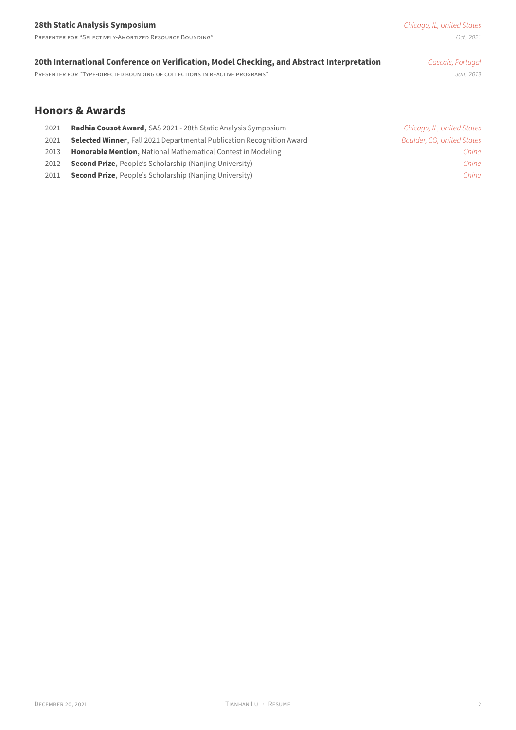**28th Static Analysis Symposium** *Chicago, IL, United States*

Presenter for "Selectively-Amortized Resource Bounding" *Oct. 2021*

**20th International Conference on Verification, Model Checking, and Abstract Interpretation** *Cascais, Portugal*

Presenter for "Type-directed bounding of collections in reactive programs" *Jan. 2019*

## Honors & Awards

| | | |
|---|---|---|
| 2021 | **Radhia Cousot Award**, SAS 2021 - 28th Static Analysis Symposium | *Chicago, IL, United States* |
| 2021 | **Selected Winner**, Fall 2021 Departmental Publication Recognition Award | *Boulder, CO, United States* |
| 2013 | **Honorable Mention**, National Mathematical Contest in Modeling | *China* |
| 2012 | **Second Prize**, People's Scholarship (Nanjing University) | *China* |
| 2011 | **Second Prize**, People's Scholarship (Nanjing University) | *China* |